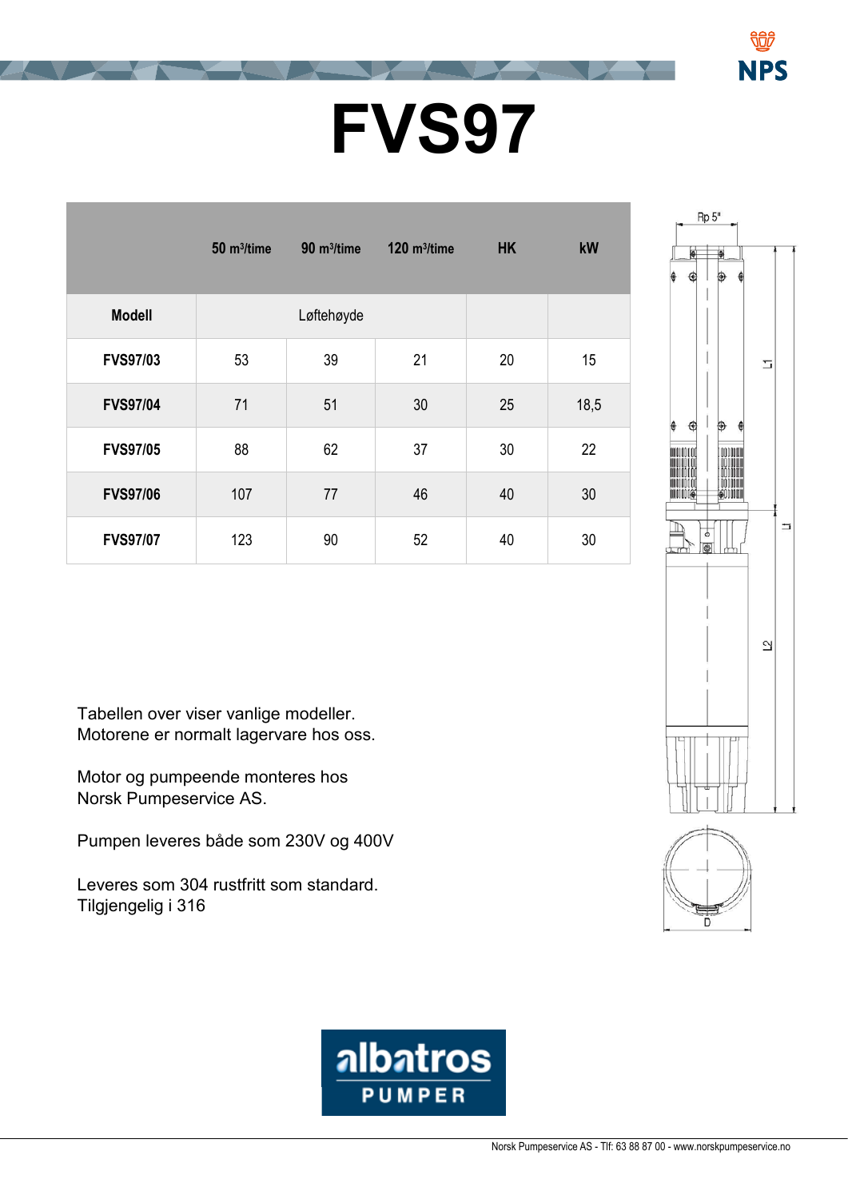# FVS97

| | 50 m³/time | 90 m³/time | 120 m³/time | HK | kW |
|---|---|---|---|---|---|
| **Modell** | Løftehøyde | | | | |
| **FVS97/03** | 53 | 39 | 21 | 20 | 15 |
| **FVS97/04** | 71 | 51 | 30 | 25 | 18,5 |
| **FVS97/05** | 88 | 62 | 37 | 30 | 22 |
| **FVS97/06** | 107 | 77 | 46 | 40 | 30 |
| **FVS97/07** | 123 | 90 | 52 | 40 | 30 |

Rp 5"
L1
L
L2
D

Tabellen over viser vanlige modeller.
Motorene er normalt lagervare hos oss.

Motor og pumpeende monteres hos
Norsk Pumpeservice AS.

Pumpen leveres både som 230V og 400V

Leveres som 304 rustfritt som standard.
Tilgjengelig i 316

albatros PUMPER

Norsk Pumpeservice AS - Tlf: 63 88 87 00 - www.norskpumpeservice.no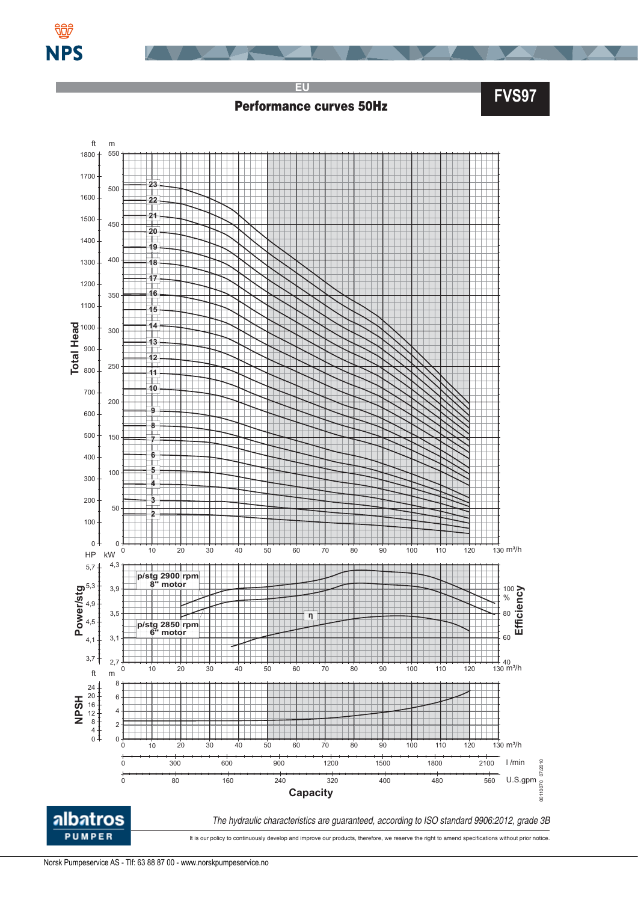NPS

EU

## Performance curves 50Hz

**FVS97**

ft m

1800 550

1700

500 1600

1500 450

1400

400 1300

1200

350 1100

1000 300

900

250 800

700 200

600

150 500

400

100 300

200 50

100

0 0

**Total Head**

23 22 21 20 19 18 17 16 15 14 13 12 11 10 9 8 7 6 5 4 3 2

0 10 20 30 40 50 60 70 80 90 100 110 120 130 m³/h

HP kW

5,7 4,3

5,3 3,9

4,9 3,5

4,5 3,1

4,1 2,7

3,7

**Power/stg**

p/stg 2900 rpm
8" motor

p/stg 2850 rpm
6" motor

η

100 %

80

60

40

**Efficiency**

0 10 20 30 40 50 60 70 80 90 100 110 120 130 m³/h

ft m

24 8

20 6

16 4

12 2

8 0

4

0

**NPSH**

0 10 20 30 40 50 60 70 80 90 100 110 120 130 m³/h

0 300 600 900 1200 1500 1800 2100 l /min

0 80 160 240 320 400 480 560 U.S.gpm

**Capacity**

00110070 07/2010

albatros PUMPER

*The hydraulic characteristics are guaranteed, according to ISO standard 9906:2012, grade 3B*

It is our policy to continuously develop and improve our products, therefore, we reserve the right to amend specifications without prior notice.

Norsk Pumpeservice AS - Tlf: 63 88 87 00 - www.norskpumpeservice.no